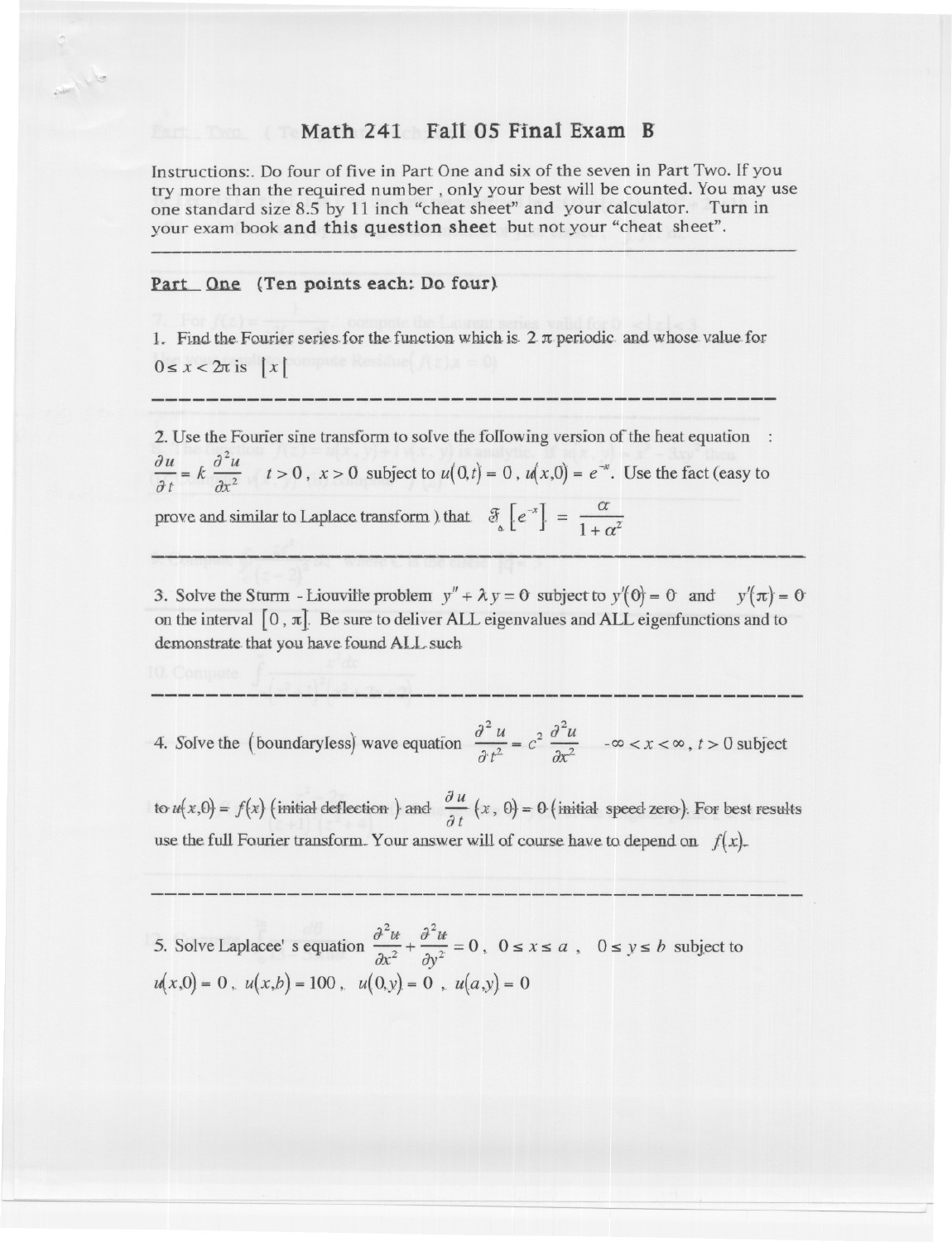# Math 241 Fall 05 Final Exam B

Instructions:. Do four of five in Part One and six of the seven in Part Two. If you try more than the required number , only your best will be counted. You may use one standard size 8.5 by 11 inch "cheat sheet" and your calculator. Turn in your exam book **and this question sheet** but not your "cheat sheet".

---

## Part One (Ten points each: Do four)

1. Find the Fourier series for the function which is $2\pi$ periodic and whose value for $0 \le x < 2\pi$ is $|x|$

---

2. Use the Fourier sine transform to solve the following version of the heat equation :
$\frac{\partial u}{\partial t} = k \frac{\partial^2 u}{\partial x^2}$ $t > 0$, $x > 0$ subject to $u(0,t) = 0$, $u(x,0) = e^{-x}$. Use the fact (easy to prove and similar to Laplace transform ) that $\mathfrak{F}_s\left[e^{-x}\right] = \frac{\alpha}{1+\alpha^2}$

---

3. Solve the Sturm - Liouville problem $y'' + \lambda y = 0$ subject to $y'(0) = 0$ and $y'(\pi) = 0$ on the interval $[0, \pi]$. Be sure to deliver ALL eigenvalues and ALL eigenfunctions and to demonstrate that you have found ALL such

---

4. Solve the (boundaryless) wave equation $\frac{\partial^2 u}{\partial t^2} = c^2 \frac{\partial^2 u}{\partial x^2}$ $-\infty < x < \infty$, $t > 0$ subject to $u(x,0) = f(x)$ (initial deflection ) and $\frac{\partial u}{\partial t}(x, 0) = 0$ (initial speed zero). For best results use the full Fourier transform. Your answer will of course have to depend on $f(x)$.

---

5. Solve Laplacee' s equation $\frac{\partial^2 u}{\partial x^2} + \frac{\partial^2 u}{\partial y^2} = 0$, $0 \le x \le a$, $0 \le y \le b$ subject to $u(x,0) = 0$, $u(x,b) = 100$, $u(0,y) = 0$, $u(a,y) = 0$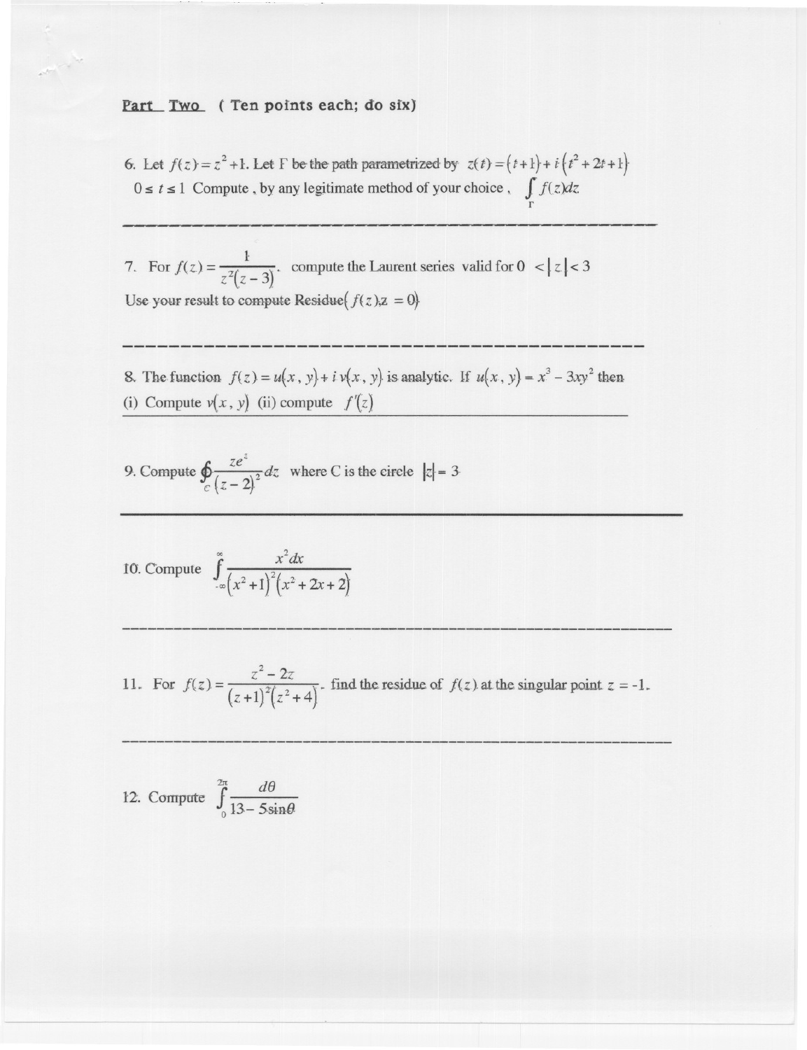**Part Two** ( **Ten points each; do six**)

6. Let $f(z)=z^2+1$. Let Γ be the path parametrized by $z(t)=(t+1)+i(t^2+2t+1)$ $0 \le t \le 1$ Compute , by any legitimate method of your choice , $\int\limits_{\Gamma} f(z)dz$

---

7. For $f(z)=\dfrac{1}{z^2(z-3)}$. compute the Laurent series valid for $0 < |z| < 3$

Use your result to compute Residue$(f(z), z=0)$

---

8. The function $f(z)=u(x,y)+i\,v(x,y)$ is analytic. If $u(x,y)=x^3-3xy^2$ then (i) Compute $v(x,y)$ (ii) compute $f'(z)$

---

9. Compute $\oint\limits_{C} \dfrac{ze^z}{(z-2)^2}dz$ where C is the circle $|z|=3$

---

10. Compute $\displaystyle\int_{-\infty}^{\infty} \frac{x^2 dx}{(x^2+1)^2(x^2+2x+2)}$

---

11. For $f(z)=\dfrac{z^2-2z}{(z+1)^2(z^2+4)}$. find the residue of $f(z)$ at the singular point $z=-1$.

---

12. Compute $\displaystyle\int_{0}^{2\pi} \frac{d\theta}{13-5\sin\theta}$